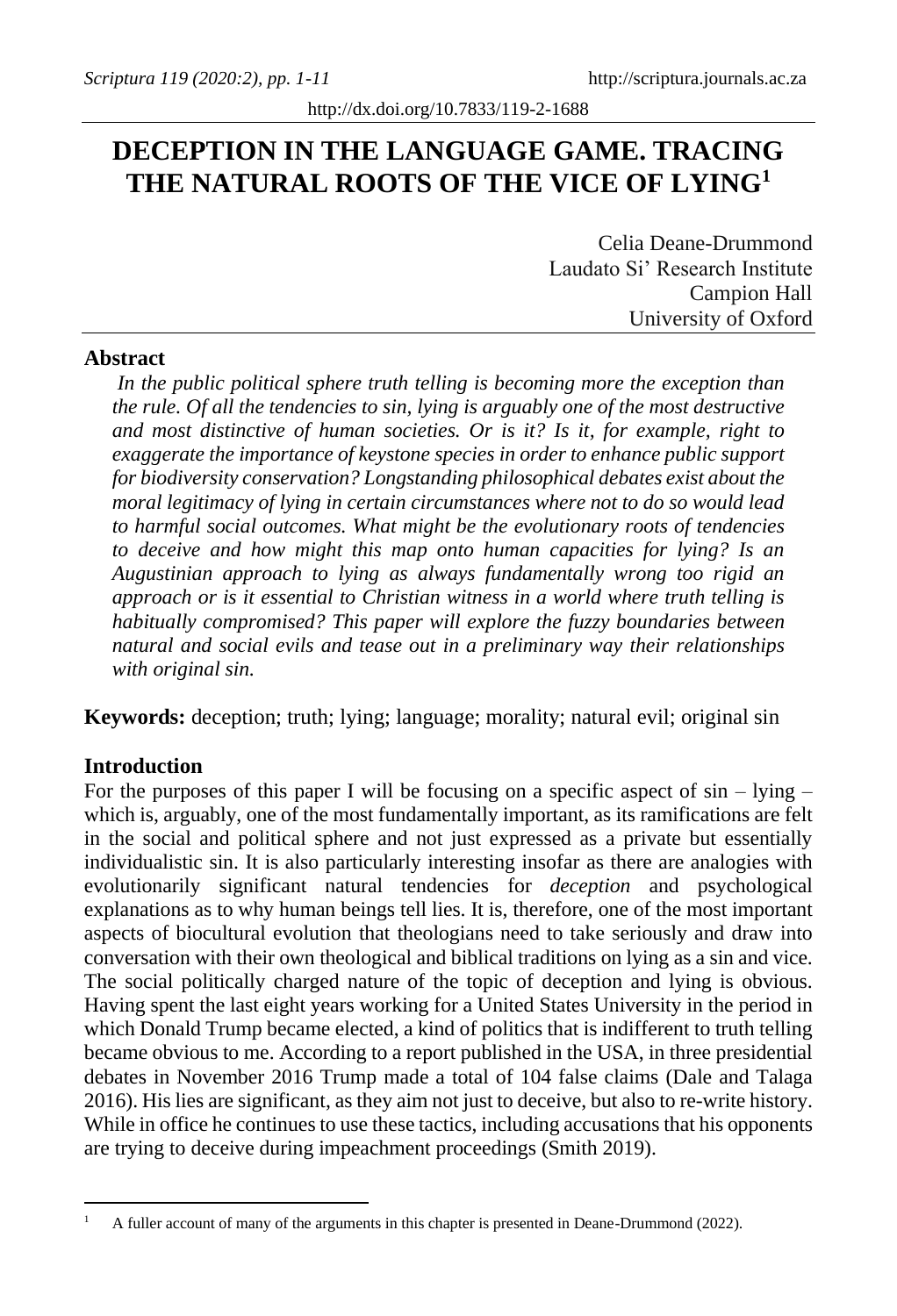# DECEPTION IN THE LANGUAGE GAME. TRACING THE NATURAL ROOTS OF THE VICE OF LYING[1]

Celia Deane-Drummond
Laudato Si' Research Institute
Campion Hall
University of Oxford

## Abstract

*In the public political sphere truth telling is becoming more the exception than the rule. Of all the tendencies to sin, lying is arguably one of the most destructive and most distinctive of human societies. Or is it? Is it, for example, right to exaggerate the importance of keystone species in order to enhance public support for biodiversity conservation? Longstanding philosophical debates exist about the moral legitimacy of lying in certain circumstances where not to do so would lead to harmful social outcomes. What might be the evolutionary roots of tendencies to deceive and how might this map onto human capacities for lying? Is an Augustinian approach to lying as always fundamentally wrong too rigid an approach or is it essential to Christian witness in a world where truth telling is habitually compromised? This paper will explore the fuzzy boundaries between natural and social evils and tease out in a preliminary way their relationships with original sin.*

**Keywords:** deception; truth; lying; language; morality; natural evil; original sin

## Introduction

For the purposes of this paper I will be focusing on a specific aspect of sin – lying – which is, arguably, one of the most fundamentally important, as its ramifications are felt in the social and political sphere and not just expressed as a private but essentially individualistic sin. It is also particularly interesting insofar as there are analogies with evolutionarily significant natural tendencies for *deception* and psychological explanations as to why human beings tell lies. It is, therefore, one of the most important aspects of biocultural evolution that theologians need to take seriously and draw into conversation with their own theological and biblical traditions on lying as a sin and vice. The social politically charged nature of the topic of deception and lying is obvious. Having spent the last eight years working for a United States University in the period in which Donald Trump became elected, a kind of politics that is indifferent to truth telling became obvious to me. According to a report published in the USA, in three presidential debates in November 2016 Trump made a total of 104 false claims (Dale and Talaga 2016). His lies are significant, as they aim not just to deceive, but also to re-write history. While in office he continues to use these tactics, including accusations that his opponents are trying to deceive during impeachment proceedings (Smith 2019).

---

[1] A fuller account of many of the arguments in this chapter is presented in Deane-Drummond (2022).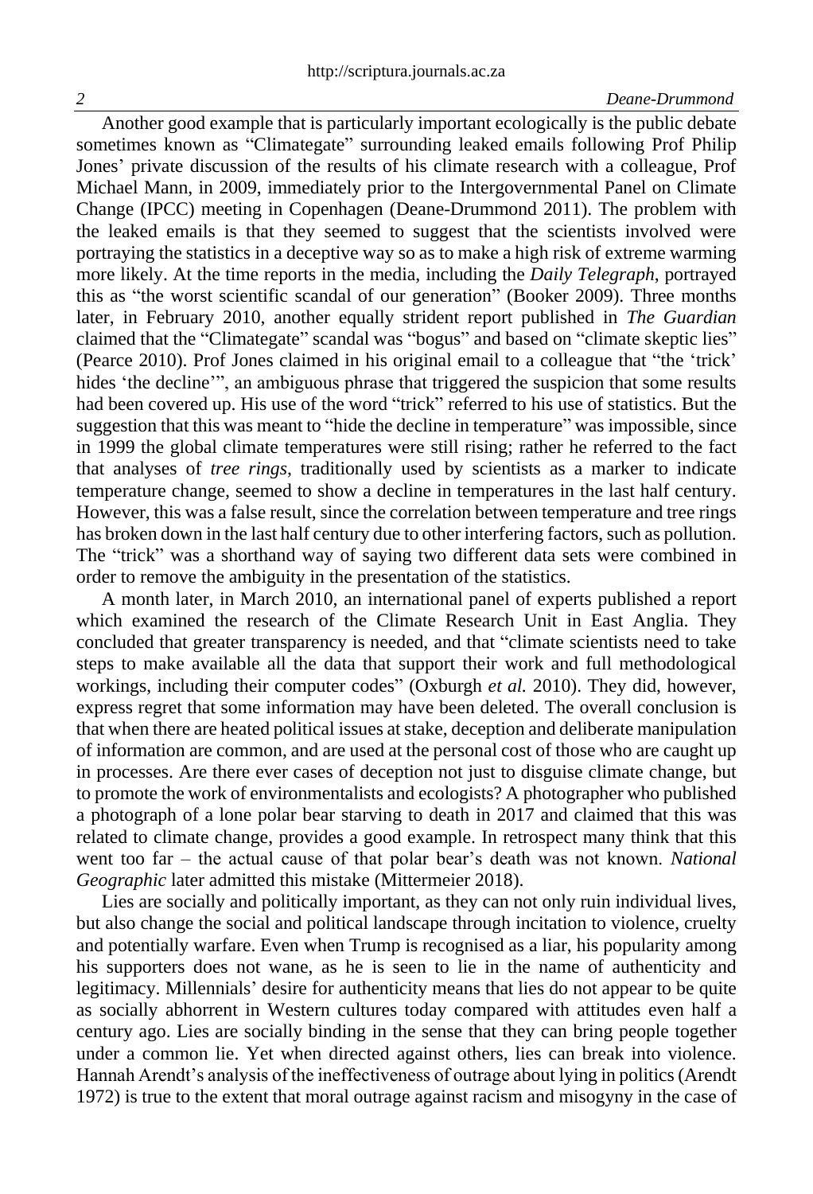Another good example that is particularly important ecologically is the public debate sometimes known as "Climategate" surrounding leaked emails following Prof Philip Jones' private discussion of the results of his climate research with a colleague, Prof Michael Mann, in 2009, immediately prior to the Intergovernmental Panel on Climate Change (IPCC) meeting in Copenhagen (Deane-Drummond 2011). The problem with the leaked emails is that they seemed to suggest that the scientists involved were portraying the statistics in a deceptive way so as to make a high risk of extreme warming more likely. At the time reports in the media, including the *Daily Telegraph*, portrayed this as "the worst scientific scandal of our generation" (Booker 2009). Three months later, in February 2010, another equally strident report published in *The Guardian* claimed that the "Climategate" scandal was "bogus" and based on "climate skeptic lies" (Pearce 2010). Prof Jones claimed in his original email to a colleague that "the 'trick' hides 'the decline'", an ambiguous phrase that triggered the suspicion that some results had been covered up. His use of the word "trick" referred to his use of statistics. But the suggestion that this was meant to "hide the decline in temperature" was impossible, since in 1999 the global climate temperatures were still rising; rather he referred to the fact that analyses of *tree rings*, traditionally used by scientists as a marker to indicate temperature change, seemed to show a decline in temperatures in the last half century. However, this was a false result, since the correlation between temperature and tree rings has broken down in the last half century due to other interfering factors, such as pollution. The "trick" was a shorthand way of saying two different data sets were combined in order to remove the ambiguity in the presentation of the statistics.

A month later, in March 2010, an international panel of experts published a report which examined the research of the Climate Research Unit in East Anglia. They concluded that greater transparency is needed, and that "climate scientists need to take steps to make available all the data that support their work and full methodological workings, including their computer codes" (Oxburgh *et al.* 2010). They did, however, express regret that some information may have been deleted. The overall conclusion is that when there are heated political issues at stake, deception and deliberate manipulation of information are common, and are used at the personal cost of those who are caught up in processes. Are there ever cases of deception not just to disguise climate change, but to promote the work of environmentalists and ecologists? A photographer who published a photograph of a lone polar bear starving to death in 2017 and claimed that this was related to climate change, provides a good example. In retrospect many think that this went too far – the actual cause of that polar bear's death was not known. *National Geographic* later admitted this mistake (Mittermeier 2018).

Lies are socially and politically important, as they can not only ruin individual lives, but also change the social and political landscape through incitation to violence, cruelty and potentially warfare. Even when Trump is recognised as a liar, his popularity among his supporters does not wane, as he is seen to lie in the name of authenticity and legitimacy. Millennials' desire for authenticity means that lies do not appear to be quite as socially abhorrent in Western cultures today compared with attitudes even half a century ago. Lies are socially binding in the sense that they can bring people together under a common lie. Yet when directed against others, lies can break into violence. Hannah Arendt's analysis of the ineffectiveness of outrage about lying in politics (Arendt 1972) is true to the extent that moral outrage against racism and misogyny in the case of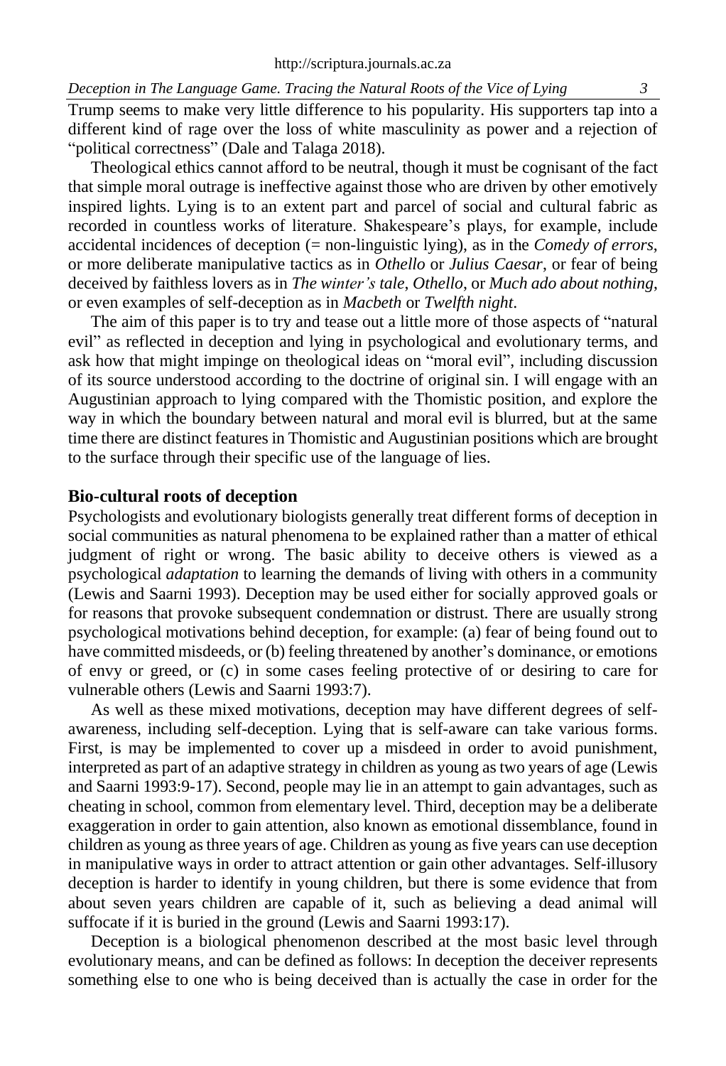Trump seems to make very little difference to his popularity. His supporters tap into a different kind of rage over the loss of white masculinity as power and a rejection of "political correctness" (Dale and Talaga 2018).

Theological ethics cannot afford to be neutral, though it must be cognisant of the fact that simple moral outrage is ineffective against those who are driven by other emotively inspired lights. Lying is to an extent part and parcel of social and cultural fabric as recorded in countless works of literature. Shakespeare's plays, for example, include accidental incidences of deception (= non-linguistic lying), as in the *Comedy of errors*, or more deliberate manipulative tactics as in *Othello* or *Julius Caesar*, or fear of being deceived by faithless lovers as in *The winter's tale*, *Othello*, or *Much ado about nothing*, or even examples of self-deception as in *Macbeth* or *Twelfth night*.

The aim of this paper is to try and tease out a little more of those aspects of "natural evil" as reflected in deception and lying in psychological and evolutionary terms, and ask how that might impinge on theological ideas on "moral evil", including discussion of its source understood according to the doctrine of original sin. I will engage with an Augustinian approach to lying compared with the Thomistic position, and explore the way in which the boundary between natural and moral evil is blurred, but at the same time there are distinct features in Thomistic and Augustinian positions which are brought to the surface through their specific use of the language of lies.

## Bio-cultural roots of deception

Psychologists and evolutionary biologists generally treat different forms of deception in social communities as natural phenomena to be explained rather than a matter of ethical judgment of right or wrong. The basic ability to deceive others is viewed as a psychological *adaptation* to learning the demands of living with others in a community (Lewis and Saarni 1993). Deception may be used either for socially approved goals or for reasons that provoke subsequent condemnation or distrust. There are usually strong psychological motivations behind deception, for example: (a) fear of being found out to have committed misdeeds, or (b) feeling threatened by another's dominance, or emotions of envy or greed, or (c) in some cases feeling protective of or desiring to care for vulnerable others (Lewis and Saarni 1993:7).

As well as these mixed motivations, deception may have different degrees of self-awareness, including self-deception. Lying that is self-aware can take various forms. First, is may be implemented to cover up a misdeed in order to avoid punishment, interpreted as part of an adaptive strategy in children as young as two years of age (Lewis and Saarni 1993:9-17). Second, people may lie in an attempt to gain advantages, such as cheating in school, common from elementary level. Third, deception may be a deliberate exaggeration in order to gain attention, also known as emotional dissemblance, found in children as young as three years of age. Children as young as five years can use deception in manipulative ways in order to attract attention or gain other advantages. Self-illusory deception is harder to identify in young children, but there is some evidence that from about seven years children are capable of it, such as believing a dead animal will suffocate if it is buried in the ground (Lewis and Saarni 1993:17).

Deception is a biological phenomenon described at the most basic level through evolutionary means, and can be defined as follows: In deception the deceiver represents something else to one who is being deceived than is actually the case in order for the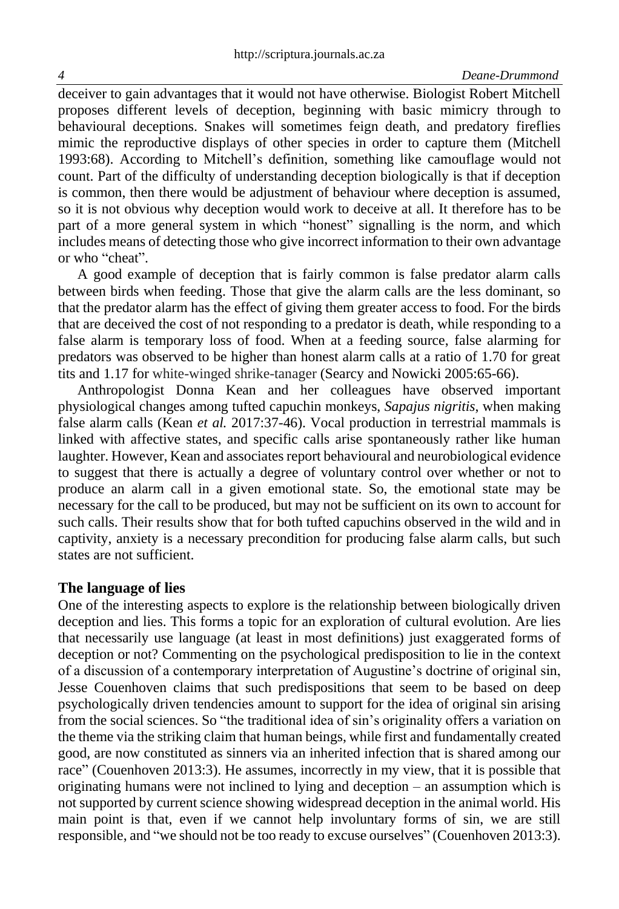deceiver to gain advantages that it would not have otherwise. Biologist Robert Mitchell proposes different levels of deception, beginning with basic mimicry through to behavioural deceptions. Snakes will sometimes feign death, and predatory fireflies mimic the reproductive displays of other species in order to capture them (Mitchell 1993:68). According to Mitchell's definition, something like camouflage would not count. Part of the difficulty of understanding deception biologically is that if deception is common, then there would be adjustment of behaviour where deception is assumed, so it is not obvious why deception would work to deceive at all. It therefore has to be part of a more general system in which "honest" signalling is the norm, and which includes means of detecting those who give incorrect information to their own advantage or who "cheat".

A good example of deception that is fairly common is false predator alarm calls between birds when feeding. Those that give the alarm calls are the less dominant, so that the predator alarm has the effect of giving them greater access to food. For the birds that are deceived the cost of not responding to a predator is death, while responding to a false alarm is temporary loss of food. When at a feeding source, false alarming for predators was observed to be higher than honest alarm calls at a ratio of 1.70 for great tits and 1.17 for white-winged shrike-tanager (Searcy and Nowicki 2005:65-66).

Anthropologist Donna Kean and her colleagues have observed important physiological changes among tufted capuchin monkeys, *Sapajus nigritis*, when making false alarm calls (Kean *et al.* 2017:37-46). Vocal production in terrestrial mammals is linked with affective states, and specific calls arise spontaneously rather like human laughter. However, Kean and associates report behavioural and neurobiological evidence to suggest that there is actually a degree of voluntary control over whether or not to produce an alarm call in a given emotional state. So, the emotional state may be necessary for the call to be produced, but may not be sufficient on its own to account for such calls. Their results show that for both tufted capuchins observed in the wild and in captivity, anxiety is a necessary precondition for producing false alarm calls, but such states are not sufficient.

## The language of lies

One of the interesting aspects to explore is the relationship between biologically driven deception and lies. This forms a topic for an exploration of cultural evolution. Are lies that necessarily use language (at least in most definitions) just exaggerated forms of deception or not? Commenting on the psychological predisposition to lie in the context of a discussion of a contemporary interpretation of Augustine's doctrine of original sin, Jesse Couenhoven claims that such predispositions that seem to be based on deep psychologically driven tendencies amount to support for the idea of original sin arising from the social sciences. So "the traditional idea of sin's originality offers a variation on the theme via the striking claim that human beings, while first and fundamentally created good, are now constituted as sinners via an inherited infection that is shared among our race" (Couenhoven 2013:3). He assumes, incorrectly in my view, that it is possible that originating humans were not inclined to lying and deception – an assumption which is not supported by current science showing widespread deception in the animal world. His main point is that, even if we cannot help involuntary forms of sin, we are still responsible, and "we should not be too ready to excuse ourselves" (Couenhoven 2013:3).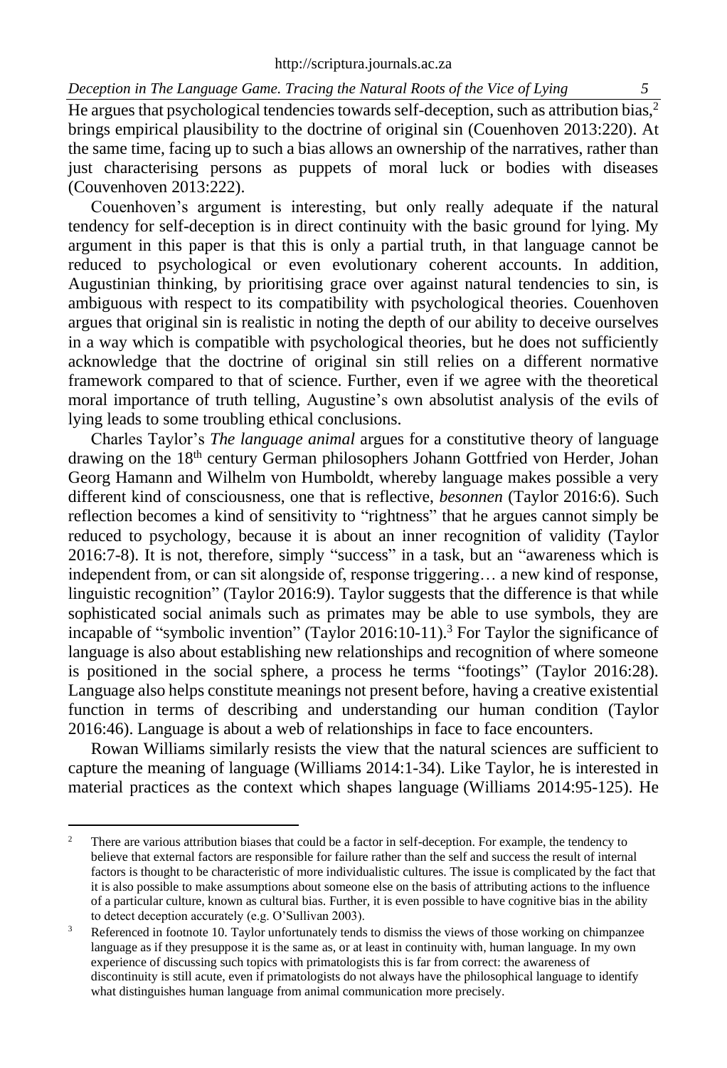He argues that psychological tendencies towards self-deception, such as attribution bias,[2] brings empirical plausibility to the doctrine of original sin (Couenhoven 2013:220). At the same time, facing up to such a bias allows an ownership of the narratives, rather than just characterising persons as puppets of moral luck or bodies with diseases (Couvenhoven 2013:222).

Couenhoven's argument is interesting, but only really adequate if the natural tendency for self-deception is in direct continuity with the basic ground for lying. My argument in this paper is that this is only a partial truth, in that language cannot be reduced to psychological or even evolutionary coherent accounts. In addition, Augustinian thinking, by prioritising grace over against natural tendencies to sin, is ambiguous with respect to its compatibility with psychological theories. Couenhoven argues that original sin is realistic in noting the depth of our ability to deceive ourselves in a way which is compatible with psychological theories, but he does not sufficiently acknowledge that the doctrine of original sin still relies on a different normative framework compared to that of science. Further, even if we agree with the theoretical moral importance of truth telling, Augustine's own absolutist analysis of the evils of lying leads to some troubling ethical conclusions.

Charles Taylor's *The language animal* argues for a constitutive theory of language drawing on the 18th century German philosophers Johann Gottfried von Herder, Johan Georg Hamann and Wilhelm von Humboldt, whereby language makes possible a very different kind of consciousness, one that is reflective, *besonnen* (Taylor 2016:6). Such reflection becomes a kind of sensitivity to "rightness" that he argues cannot simply be reduced to psychology, because it is about an inner recognition of validity (Taylor 2016:7-8). It is not, therefore, simply "success" in a task, but an "awareness which is independent from, or can sit alongside of, response triggering… a new kind of response, linguistic recognition" (Taylor 2016:9). Taylor suggests that the difference is that while sophisticated social animals such as primates may be able to use symbols, they are incapable of "symbolic invention" (Taylor 2016:10-11).[3] For Taylor the significance of language is also about establishing new relationships and recognition of where someone is positioned in the social sphere, a process he terms "footings" (Taylor 2016:28). Language also helps constitute meanings not present before, having a creative existential function in terms of describing and understanding our human condition (Taylor 2016:46). Language is about a web of relationships in face to face encounters.

Rowan Williams similarly resists the view that the natural sciences are sufficient to capture the meaning of language (Williams 2014:1-34). Like Taylor, he is interested in material practices as the context which shapes language (Williams 2014:95-125). He

---

[2] There are various attribution biases that could be a factor in self-deception. For example, the tendency to believe that external factors are responsible for failure rather than the self and success the result of internal factors is thought to be characteristic of more individualistic cultures. The issue is complicated by the fact that it is also possible to make assumptions about someone else on the basis of attributing actions to the influence of a particular culture, known as cultural bias. Further, it is even possible to have cognitive bias in the ability to detect deception accurately (e.g. O'Sullivan 2003).

[3] Referenced in footnote 10. Taylor unfortunately tends to dismiss the views of those working on chimpanzee language as if they presuppose it is the same as, or at least in continuity with, human language. In my own experience of discussing such topics with primatologists this is far from correct: the awareness of discontinuity is still acute, even if primatologists do not always have the philosophical language to identify what distinguishes human language from animal communication more precisely.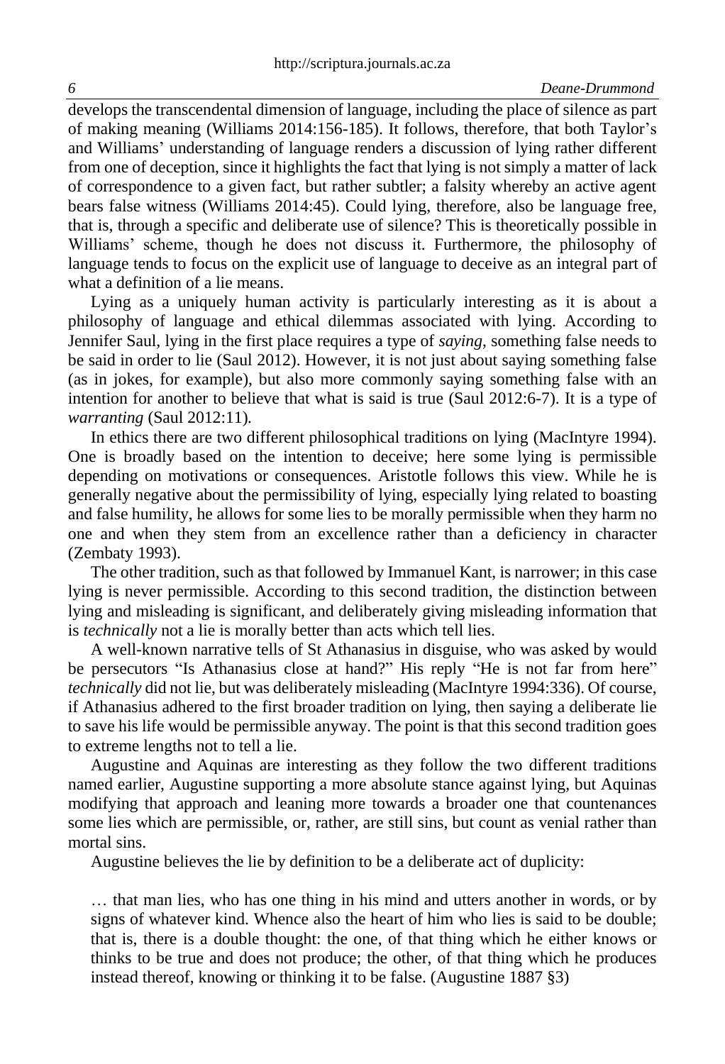develops the transcendental dimension of language, including the place of silence as part of making meaning (Williams 2014:156-185). It follows, therefore, that both Taylor's and Williams' understanding of language renders a discussion of lying rather different from one of deception, since it highlights the fact that lying is not simply a matter of lack of correspondence to a given fact, but rather subtler; a falsity whereby an active agent bears false witness (Williams 2014:45). Could lying, therefore, also be language free, that is, through a specific and deliberate use of silence? This is theoretically possible in Williams' scheme, though he does not discuss it. Furthermore, the philosophy of language tends to focus on the explicit use of language to deceive as an integral part of what a definition of a lie means.

Lying as a uniquely human activity is particularly interesting as it is about a philosophy of language and ethical dilemmas associated with lying. According to Jennifer Saul, lying in the first place requires a type of *saying*, something false needs to be said in order to lie (Saul 2012). However, it is not just about saying something false (as in jokes, for example), but also more commonly saying something false with an intention for another to believe that what is said is true (Saul 2012:6-7). It is a type of *warranting* (Saul 2012:11).

In ethics there are two different philosophical traditions on lying (MacIntyre 1994). One is broadly based on the intention to deceive; here some lying is permissible depending on motivations or consequences. Aristotle follows this view. While he is generally negative about the permissibility of lying, especially lying related to boasting and false humility, he allows for some lies to be morally permissible when they harm no one and when they stem from an excellence rather than a deficiency in character (Zembaty 1993).

The other tradition, such as that followed by Immanuel Kant, is narrower; in this case lying is never permissible. According to this second tradition, the distinction between lying and misleading is significant, and deliberately giving misleading information that is *technically* not a lie is morally better than acts which tell lies.

A well-known narrative tells of St Athanasius in disguise, who was asked by would be persecutors "Is Athanasius close at hand?" His reply "He is not far from here" *technically* did not lie, but was deliberately misleading (MacIntyre 1994:336). Of course, if Athanasius adhered to the first broader tradition on lying, then saying a deliberate lie to save his life would be permissible anyway. The point is that this second tradition goes to extreme lengths not to tell a lie.

Augustine and Aquinas are interesting as they follow the two different traditions named earlier, Augustine supporting a more absolute stance against lying, but Aquinas modifying that approach and leaning more towards a broader one that countenances some lies which are permissible, or, rather, are still sins, but count as venial rather than mortal sins.

Augustine believes the lie by definition to be a deliberate act of duplicity:

> … that man lies, who has one thing in his mind and utters another in words, or by signs of whatever kind. Whence also the heart of him who lies is said to be double; that is, there is a double thought: the one, of that thing which he either knows or thinks to be true and does not produce; the other, of that thing which he produces instead thereof, knowing or thinking it to be false. (Augustine 1887 §3)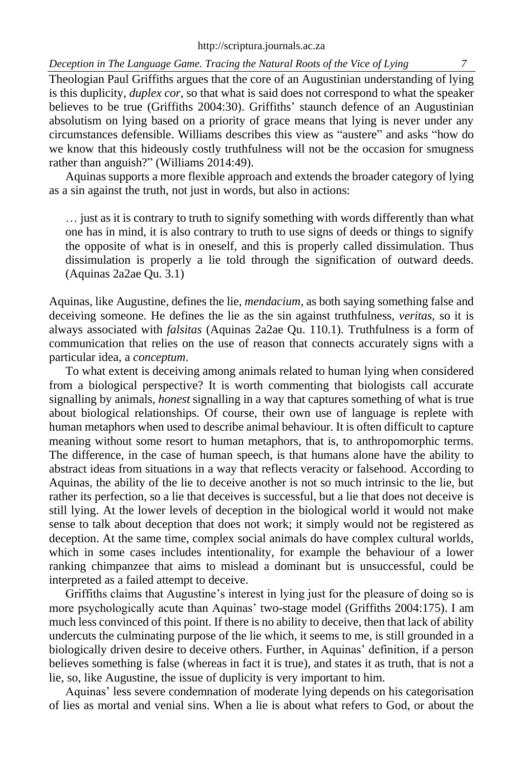Theologian Paul Griffiths argues that the core of an Augustinian understanding of lying is this duplicity, *duplex cor*, so that what is said does not correspond to what the speaker believes to be true (Griffiths 2004:30). Griffiths' staunch defence of an Augustinian absolutism on lying based on a priority of grace means that lying is never under any circumstances defensible. Williams describes this view as "austere" and asks "how do we know that this hideously costly truthfulness will not be the occasion for smugness rather than anguish?" (Williams 2014:49).

Aquinas supports a more flexible approach and extends the broader category of lying as a sin against the truth, not just in words, but also in actions:

> … just as it is contrary to truth to signify something with words differently than what one has in mind, it is also contrary to truth to use signs of deeds or things to signify the opposite of what is in oneself, and this is properly called dissimulation. Thus dissimulation is properly a lie told through the signification of outward deeds. (Aquinas 2a2ae Qu. 3.1)

Aquinas, like Augustine, defines the lie, *mendacium*, as both saying something false and deceiving someone. He defines the lie as the sin against truthfulness, *veritas*, so it is always associated with *falsitas* (Aquinas 2a2ae Qu. 110.1). Truthfulness is a form of communication that relies on the use of reason that connects accurately signs with a particular idea, a *conceptum*.

To what extent is deceiving among animals related to human lying when considered from a biological perspective? It is worth commenting that biologists call accurate signalling by animals, *honest* signalling in a way that captures something of what is true about biological relationships. Of course, their own use of language is replete with human metaphors when used to describe animal behaviour. It is often difficult to capture meaning without some resort to human metaphors, that is, to anthropomorphic terms. The difference, in the case of human speech, is that humans alone have the ability to abstract ideas from situations in a way that reflects veracity or falsehood. According to Aquinas, the ability of the lie to deceive another is not so much intrinsic to the lie, but rather its perfection, so a lie that deceives is successful, but a lie that does not deceive is still lying. At the lower levels of deception in the biological world it would not make sense to talk about deception that does not work; it simply would not be registered as deception. At the same time, complex social animals do have complex cultural worlds, which in some cases includes intentionality, for example the behaviour of a lower ranking chimpanzee that aims to mislead a dominant but is unsuccessful, could be interpreted as a failed attempt to deceive.

Griffiths claims that Augustine's interest in lying just for the pleasure of doing so is more psychologically acute than Aquinas' two-stage model (Griffiths 2004:175). I am much less convinced of this point. If there is no ability to deceive, then that lack of ability undercuts the culminating purpose of the lie which, it seems to me, is still grounded in a biologically driven desire to deceive others. Further, in Aquinas' definition, if a person believes something is false (whereas in fact it is true), and states it as truth, that is not a lie, so, like Augustine, the issue of duplicity is very important to him.

Aquinas' less severe condemnation of moderate lying depends on his categorisation of lies as mortal and venial sins. When a lie is about what refers to God, or about the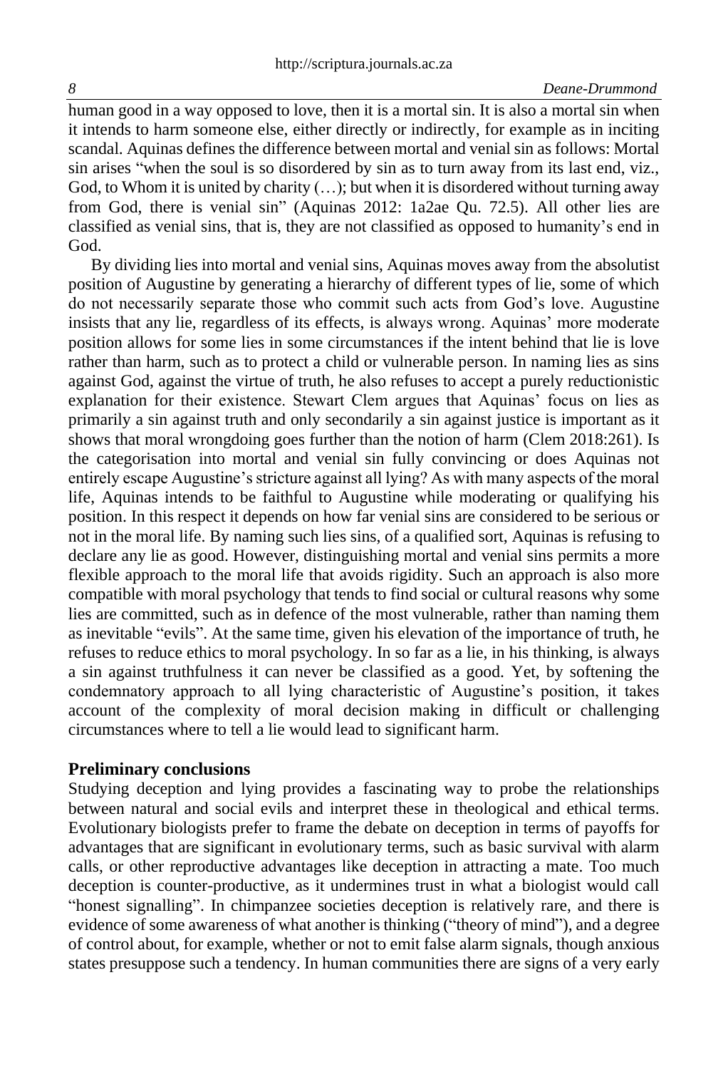human good in a way opposed to love, then it is a mortal sin. It is also a mortal sin when it intends to harm someone else, either directly or indirectly, for example as in inciting scandal. Aquinas defines the difference between mortal and venial sin as follows: Mortal sin arises "when the soul is so disordered by sin as to turn away from its last end, viz., God, to Whom it is united by charity (…); but when it is disordered without turning away from God, there is venial sin" (Aquinas 2012: 1a2ae Qu. 72.5). All other lies are classified as venial sins, that is, they are not classified as opposed to humanity's end in God.

By dividing lies into mortal and venial sins, Aquinas moves away from the absolutist position of Augustine by generating a hierarchy of different types of lie, some of which do not necessarily separate those who commit such acts from God's love. Augustine insists that any lie, regardless of its effects, is always wrong. Aquinas' more moderate position allows for some lies in some circumstances if the intent behind that lie is love rather than harm, such as to protect a child or vulnerable person. In naming lies as sins against God, against the virtue of truth, he also refuses to accept a purely reductionistic explanation for their existence. Stewart Clem argues that Aquinas' focus on lies as primarily a sin against truth and only secondarily a sin against justice is important as it shows that moral wrongdoing goes further than the notion of harm (Clem 2018:261). Is the categorisation into mortal and venial sin fully convincing or does Aquinas not entirely escape Augustine's stricture against all lying? As with many aspects of the moral life, Aquinas intends to be faithful to Augustine while moderating or qualifying his position. In this respect it depends on how far venial sins are considered to be serious or not in the moral life. By naming such lies sins, of a qualified sort, Aquinas is refusing to declare any lie as good. However, distinguishing mortal and venial sins permits a more flexible approach to the moral life that avoids rigidity. Such an approach is also more compatible with moral psychology that tends to find social or cultural reasons why some lies are committed, such as in defence of the most vulnerable, rather than naming them as inevitable "evils". At the same time, given his elevation of the importance of truth, he refuses to reduce ethics to moral psychology. In so far as a lie, in his thinking, is always a sin against truthfulness it can never be classified as a good. Yet, by softening the condemnatory approach to all lying characteristic of Augustine's position, it takes account of the complexity of moral decision making in difficult or challenging circumstances where to tell a lie would lead to significant harm.

## Preliminary conclusions

Studying deception and lying provides a fascinating way to probe the relationships between natural and social evils and interpret these in theological and ethical terms. Evolutionary biologists prefer to frame the debate on deception in terms of payoffs for advantages that are significant in evolutionary terms, such as basic survival with alarm calls, or other reproductive advantages like deception in attracting a mate. Too much deception is counter-productive, as it undermines trust in what a biologist would call "honest signalling". In chimpanzee societies deception is relatively rare, and there is evidence of some awareness of what another is thinking ("theory of mind"), and a degree of control about, for example, whether or not to emit false alarm signals, though anxious states presuppose such a tendency. In human communities there are signs of a very early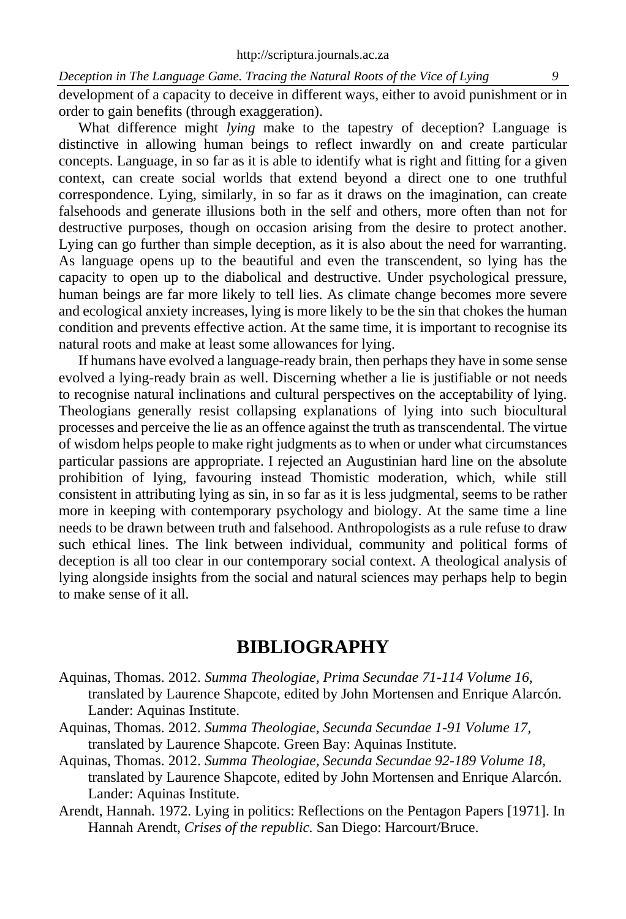development of a capacity to deceive in different ways, either to avoid punishment or in order to gain benefits (through exaggeration).

What difference might *lying* make to the tapestry of deception? Language is distinctive in allowing human beings to reflect inwardly on and create particular concepts. Language, in so far as it is able to identify what is right and fitting for a given context, can create social worlds that extend beyond a direct one to one truthful correspondence. Lying, similarly, in so far as it draws on the imagination, can create falsehoods and generate illusions both in the self and others, more often than not for destructive purposes, though on occasion arising from the desire to protect another. Lying can go further than simple deception, as it is also about the need for warranting. As language opens up to the beautiful and even the transcendent, so lying has the capacity to open up to the diabolical and destructive. Under psychological pressure, human beings are far more likely to tell lies. As climate change becomes more severe and ecological anxiety increases, lying is more likely to be the sin that chokes the human condition and prevents effective action. At the same time, it is important to recognise its natural roots and make at least some allowances for lying.

If humans have evolved a language-ready brain, then perhaps they have in some sense evolved a lying-ready brain as well. Discerning whether a lie is justifiable or not needs to recognise natural inclinations and cultural perspectives on the acceptability of lying. Theologians generally resist collapsing explanations of lying into such biocultural processes and perceive the lie as an offence against the truth as transcendental. The virtue of wisdom helps people to make right judgments as to when or under what circumstances particular passions are appropriate. I rejected an Augustinian hard line on the absolute prohibition of lying, favouring instead Thomistic moderation, which, while still consistent in attributing lying as sin, in so far as it is less judgmental, seems to be rather more in keeping with contemporary psychology and biology. At the same time a line needs to be drawn between truth and falsehood. Anthropologists as a rule refuse to draw such ethical lines. The link between individual, community and political forms of deception is all too clear in our contemporary social context. A theological analysis of lying alongside insights from the social and natural sciences may perhaps help to begin to make sense of it all.

## BIBLIOGRAPHY

Aquinas, Thomas. 2012. *Summa Theologiae, Prima Secundae 71-114 Volume 16,* translated by Laurence Shapcote, edited by John Mortensen and Enrique Alarcón. Lander: Aquinas Institute.

Aquinas, Thomas. 2012. *Summa Theologiae, Secunda Secundae 1-91 Volume 17,* translated by Laurence Shapcote. Green Bay: Aquinas Institute.

Aquinas, Thomas. 2012. *Summa Theologiae, Secunda Secundae 92-189 Volume 18,* translated by Laurence Shapcote, edited by John Mortensen and Enrique Alarcón. Lander: Aquinas Institute.

Arendt, Hannah. 1972. Lying in politics: Reflections on the Pentagon Papers [1971]. In Hannah Arendt, *Crises of the republic.* San Diego: Harcourt/Bruce.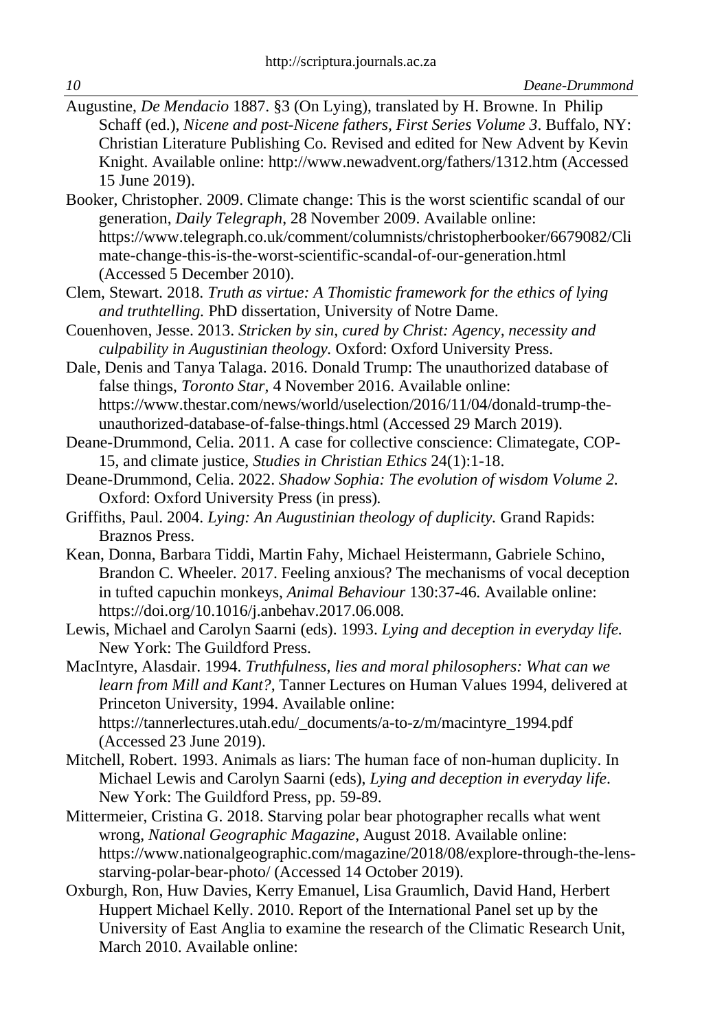Augustine, *De Mendacio* 1887. §3 (On Lying), translated by H. Browne. In Philip Schaff (ed.), *Nicene and post-Nicene fathers, First Series Volume 3*. Buffalo, NY: Christian Literature Publishing Co. Revised and edited for New Advent by Kevin Knight. Available online: http://www.newadvent.org/fathers/1312.htm (Accessed 15 June 2019).

Booker, Christopher. 2009. Climate change: This is the worst scientific scandal of our generation, *Daily Telegraph*, 28 November 2009. Available online: https://www.telegraph.co.uk/comment/columnists/christopherbooker/6679082/Climate-change-this-is-the-worst-scientific-scandal-of-our-generation.html (Accessed 5 December 2010).

Clem, Stewart. 2018. *Truth as virtue: A Thomistic framework for the ethics of lying and truthtelling.* PhD dissertation, University of Notre Dame.

Couenhoven, Jesse. 2013. *Stricken by sin, cured by Christ: Agency, necessity and culpability in Augustinian theology.* Oxford: Oxford University Press.

Dale, Denis and Tanya Talaga. 2016. Donald Trump: The unauthorized database of false things, *Toronto Star*, 4 November 2016. Available online: https://www.thestar.com/news/world/uselection/2016/11/04/donald-trump-the-unauthorized-database-of-false-things.html (Accessed 29 March 2019).

Deane-Drummond, Celia. 2011. A case for collective conscience: Climategate, COP-15, and climate justice, *Studies in Christian Ethics* 24(1):1-18.

Deane-Drummond, Celia. 2022. *Shadow Sophia: The evolution of wisdom Volume 2.* Oxford: Oxford University Press (in press).

Griffiths, Paul. 2004. *Lying: An Augustinian theology of duplicity.* Grand Rapids: Braznos Press.

Kean, Donna, Barbara Tiddi, Martin Fahy, Michael Heistermann, Gabriele Schino, Brandon C. Wheeler. 2017. Feeling anxious? The mechanisms of vocal deception in tufted capuchin monkeys, *Animal Behaviour* 130:37-46. Available online: https://doi.org/10.1016/j.anbehav.2017.06.008.

Lewis, Michael and Carolyn Saarni (eds). 1993. *Lying and deception in everyday life.* New York: The Guildford Press.

MacIntyre, Alasdair. 1994. *Truthfulness, lies and moral philosophers: What can we learn from Mill and Kant?*, Tanner Lectures on Human Values 1994, delivered at Princeton University, 1994. Available online: https://tannerlectures.utah.edu/_documents/a-to-z/m/macintyre_1994.pdf (Accessed 23 June 2019).

Mitchell, Robert. 1993. Animals as liars: The human face of non-human duplicity. In Michael Lewis and Carolyn Saarni (eds), *Lying and deception in everyday life*. New York: The Guildford Press, pp. 59-89.

Mittermeier, Cristina G. 2018. Starving polar bear photographer recalls what went wrong, *National Geographic Magazine*, August 2018. Available online: https://www.nationalgeographic.com/magazine/2018/08/explore-through-the-lens-starving-polar-bear-photo/ (Accessed 14 October 2019).

Oxburgh, Ron, Huw Davies, Kerry Emanuel, Lisa Graumlich, David Hand, Herbert Huppert Michael Kelly. 2010. Report of the International Panel set up by the University of East Anglia to examine the research of the Climatic Research Unit, March 2010. Available online: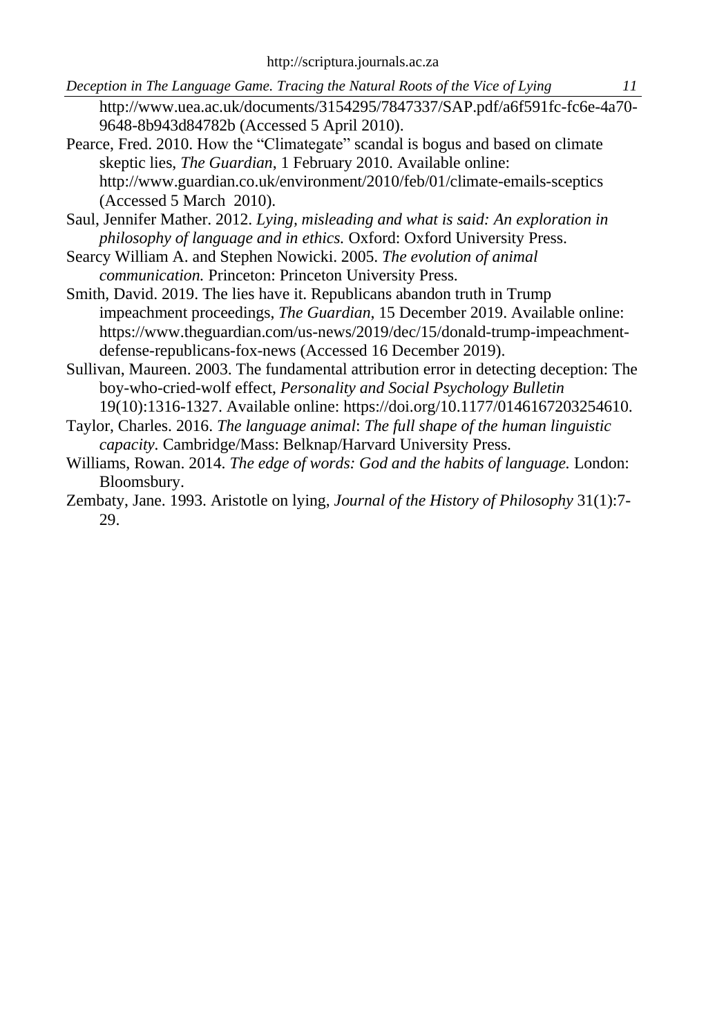http://www.uea.ac.uk/documents/3154295/7847337/SAP.pdf/a6f591fc-fc6e-4a70-9648-8b943d84782b (Accessed 5 April 2010).

Pearce, Fred. 2010. How the "Climategate" scandal is bogus and based on climate skeptic lies, *The Guardian*, 1 February 2010. Available online: http://www.guardian.co.uk/environment/2010/feb/01/climate-emails-sceptics (Accessed 5 March 2010).

Saul, Jennifer Mather. 2012. *Lying, misleading and what is said: An exploration in philosophy of language and in ethics.* Oxford: Oxford University Press.

Searcy William A. and Stephen Nowicki. 2005. *The evolution of animal communication.* Princeton: Princeton University Press.

Smith, David. 2019. The lies have it. Republicans abandon truth in Trump impeachment proceedings, *The Guardian*, 15 December 2019. Available online: https://www.theguardian.com/us-news/2019/dec/15/donald-trump-impeachment-defense-republicans-fox-news (Accessed 16 December 2019).

Sullivan, Maureen. 2003. The fundamental attribution error in detecting deception: The boy-who-cried-wolf effect, *Personality and Social Psychology Bulletin* 19(10):1316-1327. Available online: https://doi.org/10.1177/0146167203254610.

Taylor, Charles. 2016. *The language animal*: *The full shape of the human linguistic capacity.* Cambridge/Mass: Belknap/Harvard University Press.

Williams, Rowan. 2014. *The edge of words: God and the habits of language.* London: Bloomsbury.

Zembaty, Jane. 1993. Aristotle on lying, *Journal of the History of Philosophy* 31(1):7-29.